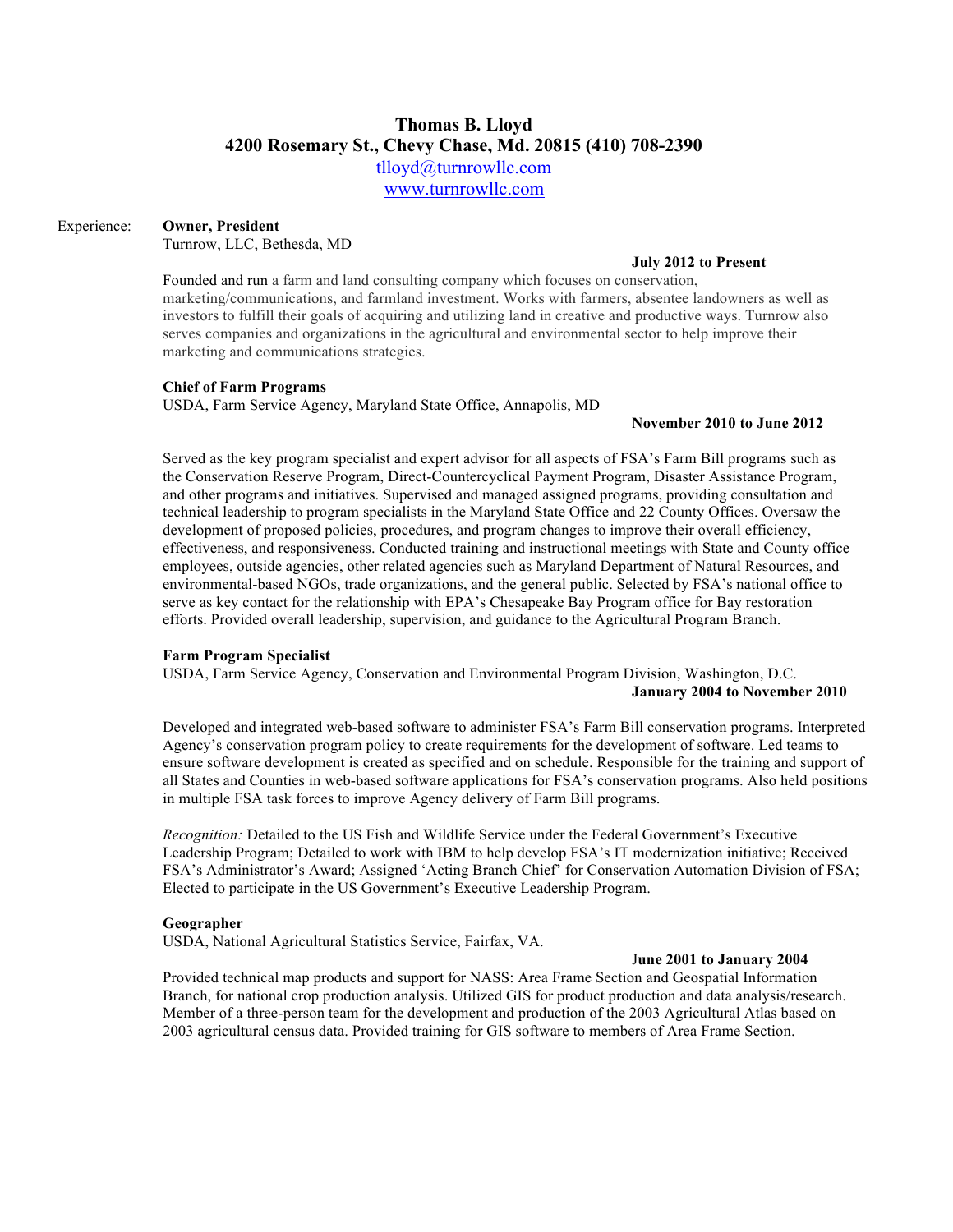# Thomas B. Lloyd

**4200 Rosemary St., Chevy Chase, Md. 20815 (410) 708-2390**

tlloyd@turnrowllc.com

www.turnrowllc.com

Experience:

**Owner, President**
Turnrow, LLC, Bethesda, MD

**July 2012 to Present**

Founded and run a farm and land consulting company which focuses on conservation, marketing/communications, and farmland investment. Works with farmers, absentee landowners as well as investors to fulfill their goals of acquiring and utilizing land in creative and productive ways. Turnrow also serves companies and organizations in the agricultural and environmental sector to help improve their marketing and communications strategies.

**Chief of Farm Programs**
USDA, Farm Service Agency, Maryland State Office, Annapolis, MD

**November 2010 to June 2012**

Served as the key program specialist and expert advisor for all aspects of FSA's Farm Bill programs such as the Conservation Reserve Program, Direct-Countercyclical Payment Program, Disaster Assistance Program, and other programs and initiatives. Supervised and managed assigned programs, providing consultation and technical leadership to program specialists in the Maryland State Office and 22 County Offices. Oversaw the development of proposed policies, procedures, and program changes to improve their overall efficiency, effectiveness, and responsiveness. Conducted training and instructional meetings with State and County office employees, outside agencies, other related agencies such as Maryland Department of Natural Resources, and environmental-based NGOs, trade organizations, and the general public. Selected by FSA's national office to serve as key contact for the relationship with EPA's Chesapeake Bay Program office for Bay restoration efforts. Provided overall leadership, supervision, and guidance to the Agricultural Program Branch.

**Farm Program Specialist**
USDA, Farm Service Agency, Conservation and Environmental Program Division, Washington, D.C.

**January 2004 to November 2010**

Developed and integrated web-based software to administer FSA's Farm Bill conservation programs. Interpreted Agency's conservation program policy to create requirements for the development of software. Led teams to ensure software development is created as specified and on schedule. Responsible for the training and support of all States and Counties in web-based software applications for FSA's conservation programs. Also held positions in multiple FSA task forces to improve Agency delivery of Farm Bill programs.

*Recognition:* Detailed to the US Fish and Wildlife Service under the Federal Government's Executive Leadership Program; Detailed to work with IBM to help develop FSA's IT modernization initiative; Received FSA's Administrator's Award; Assigned 'Acting Branch Chief' for Conservation Automation Division of FSA; Elected to participate in the US Government's Executive Leadership Program.

**Geographer**
USDA, National Agricultural Statistics Service, Fairfax, VA.

**June 2001 to January 2004**

Provided technical map products and support for NASS: Area Frame Section and Geospatial Information Branch, for national crop production analysis. Utilized GIS for product production and data analysis/research. Member of a three-person team for the development and production of the 2003 Agricultural Atlas based on 2003 agricultural census data. Provided training for GIS software to members of Area Frame Section.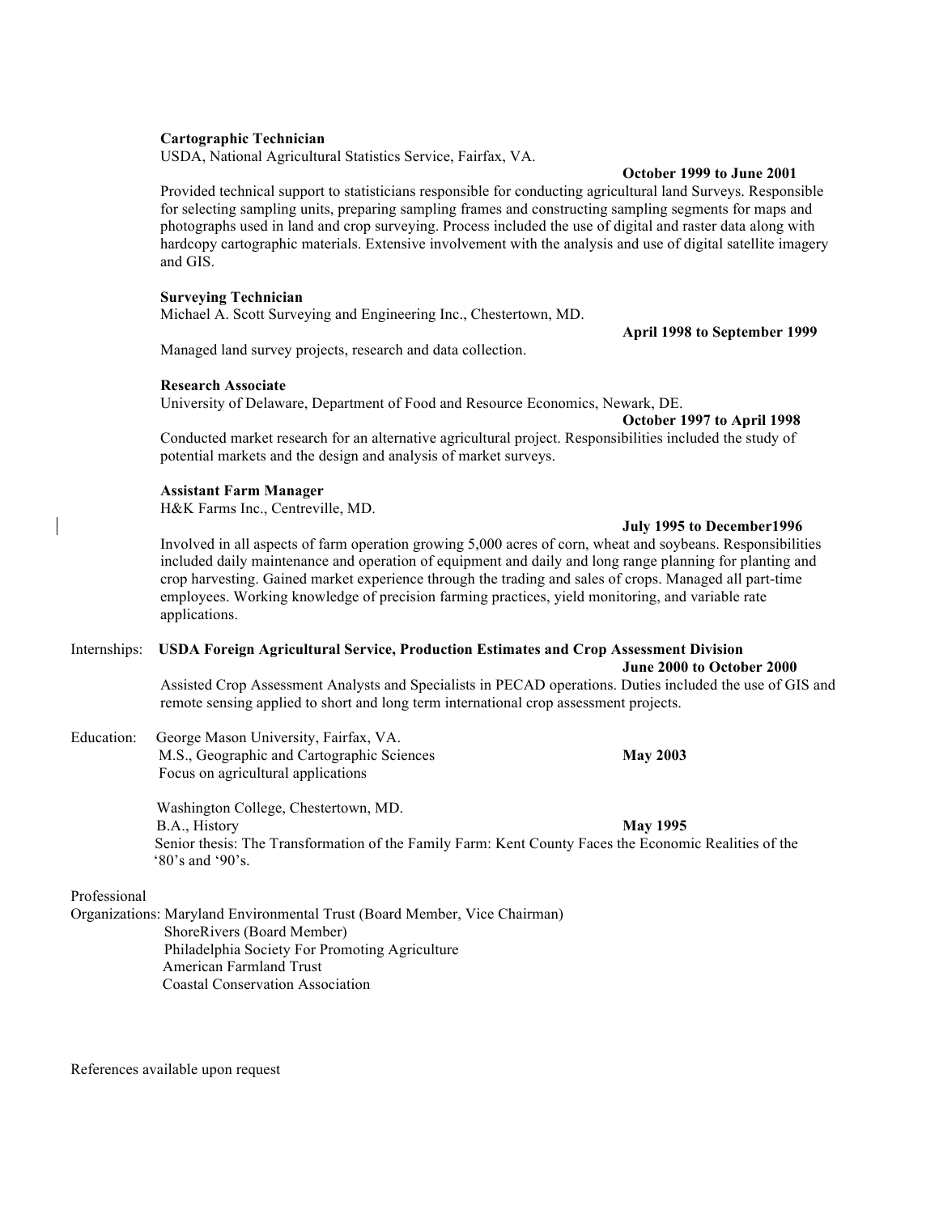**Cartographic Technician**
USDA, National Agricultural Statistics Service, Fairfax, VA.

**October 1999 to June 2001**

Provided technical support to statisticians responsible for conducting agricultural land Surveys. Responsible for selecting sampling units, preparing sampling frames and constructing sampling segments for maps and photographs used in land and crop surveying. Process included the use of digital and raster data along with hardcopy cartographic materials. Extensive involvement with the analysis and use of digital satellite imagery and GIS.

**Surveying Technician**
Michael A. Scott Surveying and Engineering Inc., Chestertown, MD.

**April 1998 to September 1999**

Managed land survey projects, research and data collection.

**Research Associate**
University of Delaware, Department of Food and Resource Economics, Newark, DE.

**October 1997 to April 1998**

Conducted market research for an alternative agricultural project. Responsibilities included the study of potential markets and the design and analysis of market surveys.

**Assistant Farm Manager**
H&K Farms Inc., Centreville, MD.

**July 1995 to December1996**

Involved in all aspects of farm operation growing 5,000 acres of corn, wheat and soybeans. Responsibilities included daily maintenance and operation of equipment and daily and long range planning for planting and crop harvesting. Gained market experience through the trading and sales of crops. Managed all part-time employees. Working knowledge of precision farming practices, yield monitoring, and variable rate applications.

Internships: **USDA Foreign Agricultural Service, Production Estimates and Crop Assessment Division**

**June 2000 to October 2000**

Assisted Crop Assessment Analysts and Specialists in PECAD operations. Duties included the use of GIS and remote sensing applied to short and long term international crop assessment projects.

Education: George Mason University, Fairfax, VA.
M.S., Geographic and Cartographic Sciences **May 2003**
Focus on agricultural applications

Washington College, Chestertown, MD.
B.A., History **May 1995**
Senior thesis: The Transformation of the Family Farm: Kent County Faces the Economic Realities of the '80's and '90's.

Professional Organizations:
- Maryland Environmental Trust (Board Member, Vice Chairman)
- ShoreRivers (Board Member)
- Philadelphia Society For Promoting Agriculture
- American Farmland Trust
- Coastal Conservation Association

References available upon request